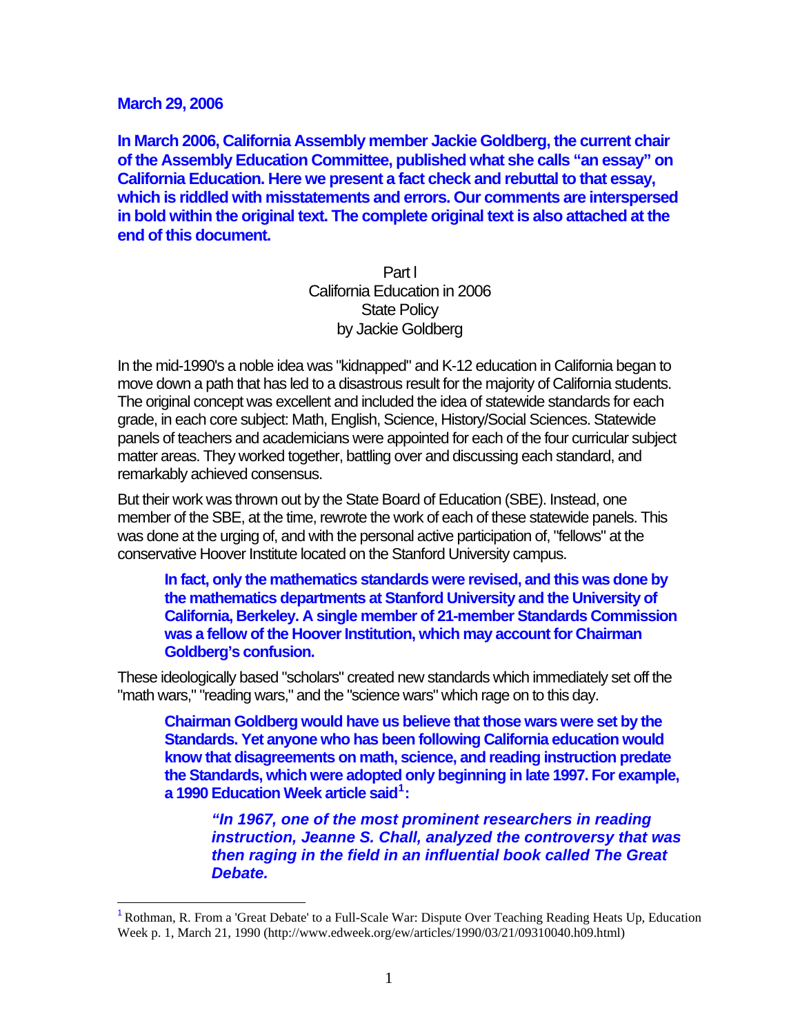**March 29, 2006**

**In March 2006, California Assembly member Jackie Goldberg, the current chair of the Assembly Education Committee, published what she calls "an essay" on California Education. Here we present a fact check and rebuttal to that essay, which is riddled with misstatements and errors. Our comments are interspersed in bold within the original text. The complete original text is also attached at the end of this document.**

Part I
California Education in 2006
State Policy
by Jackie Goldberg

In the mid-1990's a noble idea was "kidnapped" and K-12 education in California began to move down a path that has led to a disastrous result for the majority of California students. The original concept was excellent and included the idea of statewide standards for each grade, in each core subject: Math, English, Science, History/Social Sciences. Statewide panels of teachers and academicians were appointed for each of the four curricular subject matter areas. They worked together, battling over and discussing each standard, and remarkably achieved consensus.

But their work was thrown out by the State Board of Education (SBE). Instead, one member of the SBE, at the time, rewrote the work of each of these statewide panels. This was done at the urging of, and with the personal active participation of, "fellows" at the conservative Hoover Institute located on the Stanford University campus.

> **In fact, only the mathematics standards were revised, and this was done by the mathematics departments at Stanford University and the University of California, Berkeley. A single member of 21-member Standards Commission was a fellow of the Hoover Institution, which may account for Chairman Goldberg's confusion.**

These ideologically based "scholars" created new standards which immediately set off the "math wars," "reading wars," and the "science wars" which rage on to this day.

> **Chairman Goldberg would have us believe that those wars were set by the Standards. Yet anyone who has been following California education would know that disagreements on math, science, and reading instruction predate the Standards, which were adopted only beginning in late 1997. For example, a 1990 Education Week article said[1]:**
>
> > ***"In 1967, one of the most prominent researchers in reading instruction, Jeanne S. Chall, analyzed the controversy that was then raging in the field in an influential book called The Great Debate.***

[1] Rothman, R. From a 'Great Debate' to a Full-Scale War: Dispute Over Teaching Reading Heats Up, Education Week p. 1, March 21, 1990 (http://www.edweek.org/ew/articles/1990/03/21/09310040.h09.html)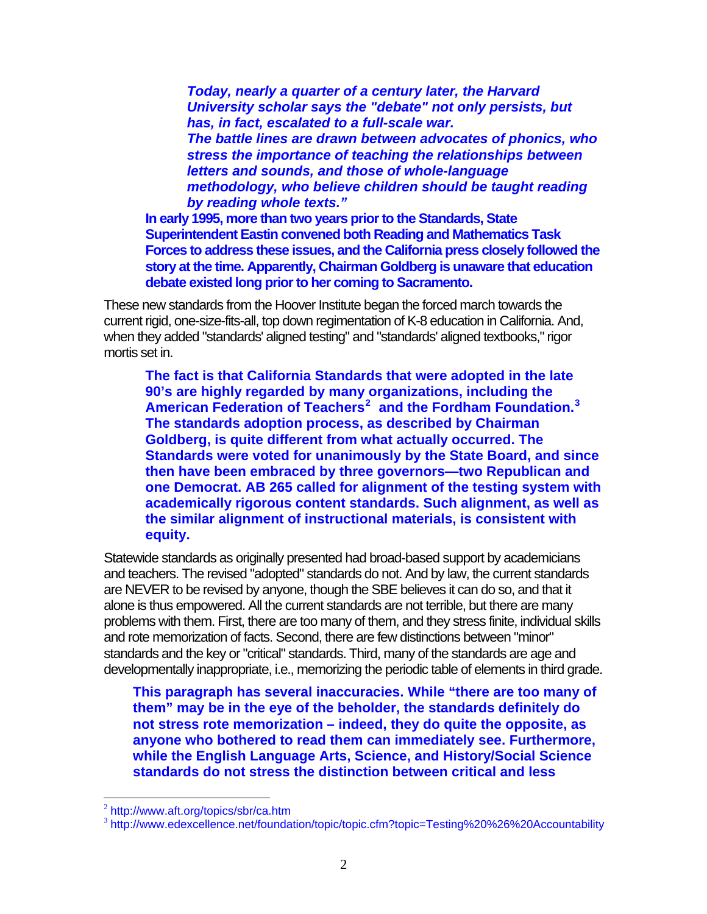***Today, nearly a quarter of a century later, the Harvard University scholar says the "debate" not only persists, but has, in fact, escalated to a full-scale war.***
***The battle lines are drawn between advocates of phonics, who stress the importance of teaching the relationships between letters and sounds, and those of whole-language methodology, who believe children should be taught reading by reading whole texts."***

**In early 1995, more than two years prior to the Standards, State Superintendent Eastin convened both Reading and Mathematics Task Forces to address these issues, and the California press closely followed the story at the time. Apparently, Chairman Goldberg is unaware that education debate existed long prior to her coming to Sacramento.**

These new standards from the Hoover Institute began the forced march towards the current rigid, one-size-fits-all, top down regimentation of K-8 education in California. And, when they added "standards' aligned testing" and "standards' aligned textbooks," rigor mortis set in.

**The fact is that California Standards that were adopted in the late 90's are highly regarded by many organizations, including the American Federation of Teachers[2] and the Fordham Foundation.[3] The standards adoption process, as described by Chairman Goldberg, is quite different from what actually occurred. The Standards were voted for unanimously by the State Board, and since then have been embraced by three governors—two Republican and one Democrat. AB 265 called for alignment of the testing system with academically rigorous content standards. Such alignment, as well as the similar alignment of instructional materials, is consistent with equity.**

Statewide standards as originally presented had broad-based support by academicians and teachers. The revised "adopted" standards do not. And by law, the current standards are NEVER to be revised by anyone, though the SBE believes it can do so, and that it alone is thus empowered. All the current standards are not terrible, but there are many problems with them. First, there are too many of them, and they stress finite, individual skills and rote memorization of facts. Second, there are few distinctions between "minor" standards and the key or "critical" standards. Third, many of the standards are age and developmentally inappropriate, i.e., memorizing the periodic table of elements in third grade.

**This paragraph has several inaccuracies. While "there are too many of them" may be in the eye of the beholder, the standards definitely do not stress rote memorization – indeed, they do quite the opposite, as anyone who bothered to read them can immediately see. Furthermore, while the English Language Arts, Science, and History/Social Science standards do not stress the distinction between critical and less**

---

[2] http://www.aft.org/topics/sbr/ca.htm

[3] http://www.edexcellence.net/foundation/topic/topic.cfm?topic=Testing%20%26%20Accountability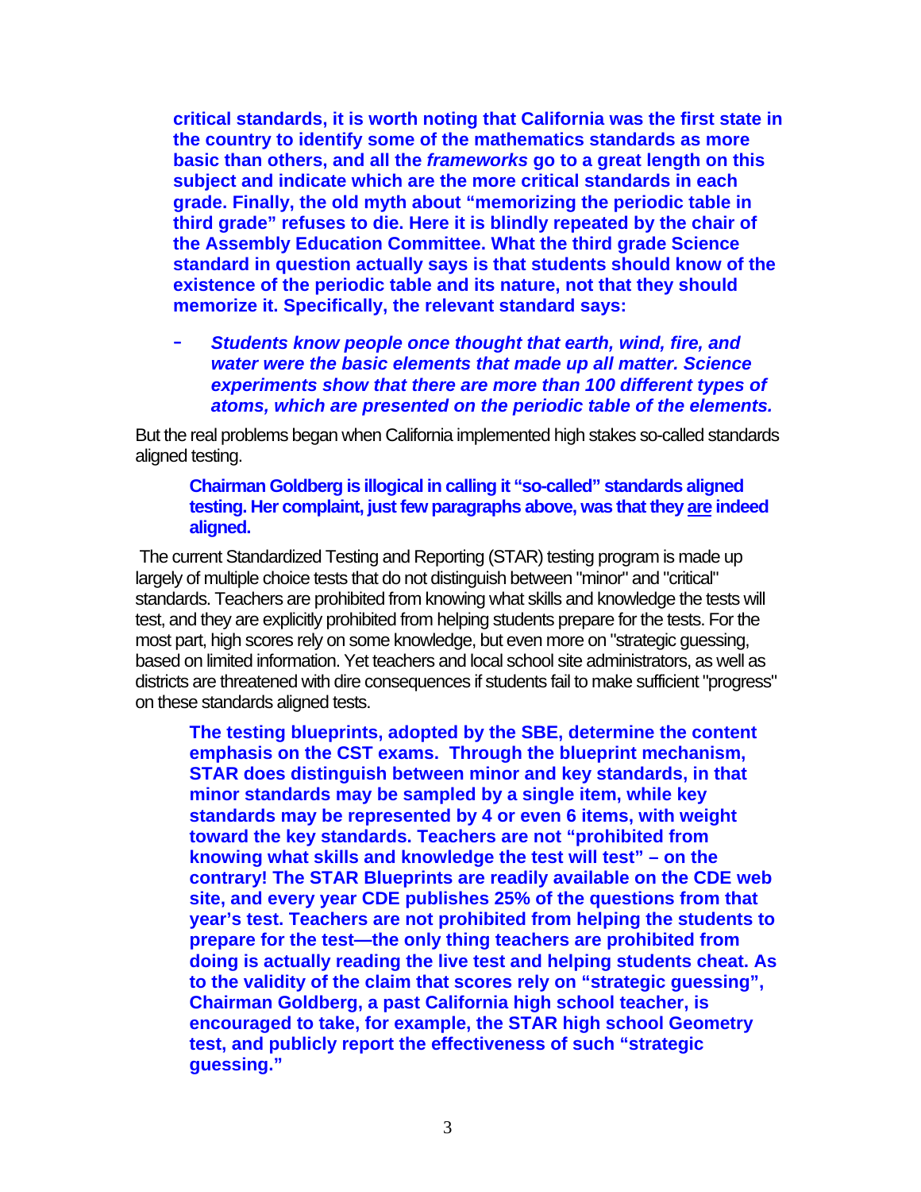**critical standards, it is worth noting that California was the first state in the country to identify some of the mathematics standards as more basic than others, and all the *frameworks* go to a great length on this subject and indicate which are the more critical standards in each grade. Finally, the old myth about "memorizing the periodic table in third grade" refuses to die. Here it is blindly repeated by the chair of the Assembly Education Committee. What the third grade Science standard in question actually says is that students should know of the existence of the periodic table and its nature, not that they should memorize it. Specifically, the relevant standard says:**

- ***Students know people once thought that earth, wind, fire, and water were the basic elements that made up all matter. Science experiments show that there are more than 100 different types of atoms, which are presented on the periodic table of the elements.***

But the real problems began when California implemented high stakes so-called standards aligned testing.

**Chairman Goldberg is illogical in calling it "so-called" standards aligned testing. Her complaint, just few paragraphs above, was that they <u>are</u> indeed aligned.**

The current Standardized Testing and Reporting (STAR) testing program is made up largely of multiple choice tests that do not distinguish between "minor" and "critical" standards. Teachers are prohibited from knowing what skills and knowledge the tests will test, and they are explicitly prohibited from helping students prepare for the tests. For the most part, high scores rely on some knowledge, but even more on "strategic guessing, based on limited information. Yet teachers and local school site administrators, as well as districts are threatened with dire consequences if students fail to make sufficient "progress" on these standards aligned tests.

**The testing blueprints, adopted by the SBE, determine the content emphasis on the CST exams. Through the blueprint mechanism, STAR does distinguish between minor and key standards, in that minor standards may be sampled by a single item, while key standards may be represented by 4 or even 6 items, with weight toward the key standards. Teachers are not "prohibited from knowing what skills and knowledge the test will test" – on the contrary! The STAR Blueprints are readily available on the CDE web site, and every year CDE publishes 25% of the questions from that year's test. Teachers are not prohibited from helping the students to prepare for the test—the only thing teachers are prohibited from doing is actually reading the live test and helping students cheat. As to the validity of the claim that scores rely on "strategic guessing", Chairman Goldberg, a past California high school teacher, is encouraged to take, for example, the STAR high school Geometry test, and publicly report the effectiveness of such "strategic guessing."**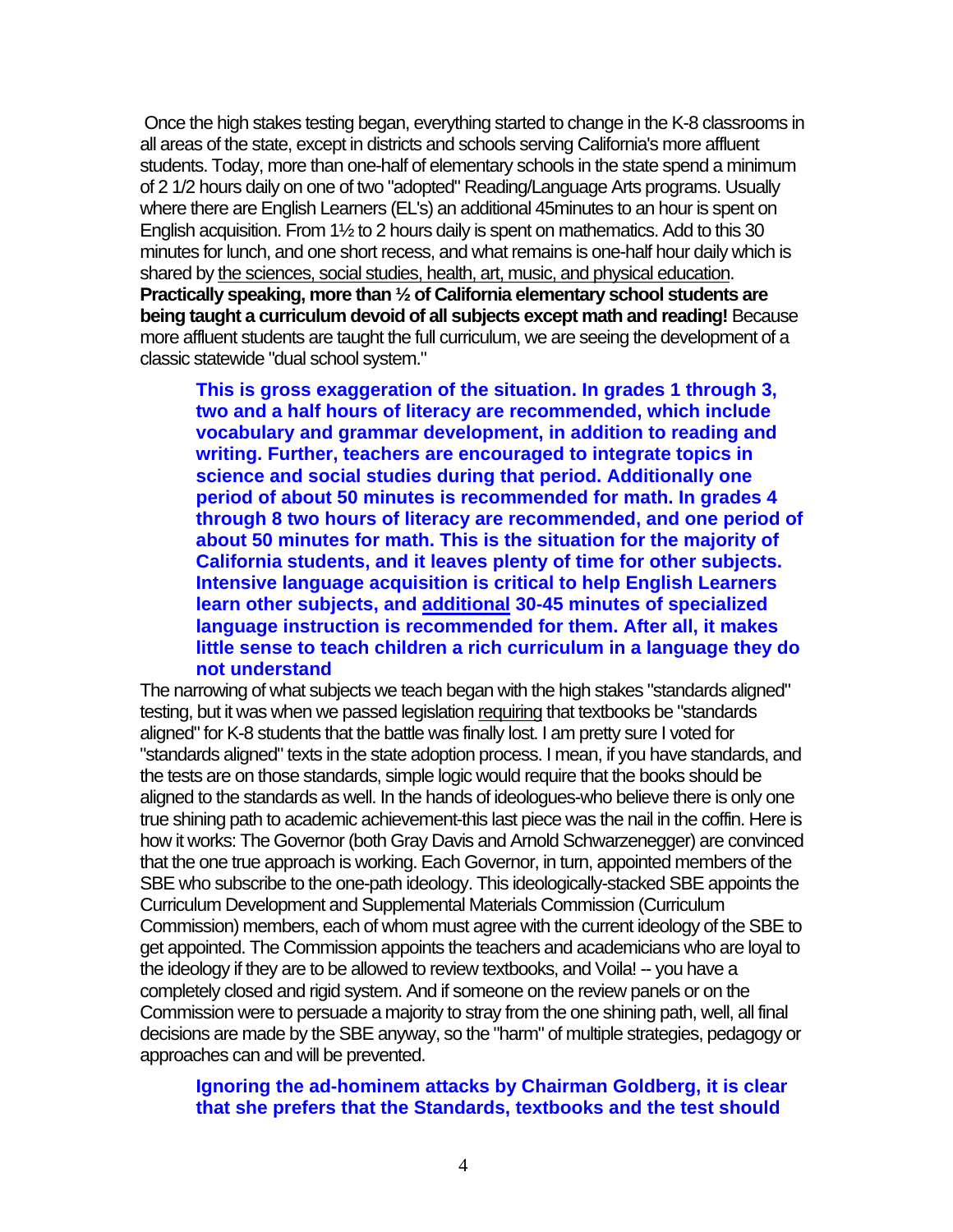Once the high stakes testing began, everything started to change in the K-8 classrooms in all areas of the state, except in districts and schools serving California's more affluent students. Today, more than one-half of elementary schools in the state spend a minimum of 2 1/2 hours daily on one of two "adopted" Reading/Language Arts programs. Usually where there are English Learners (EL's) an additional 45minutes to an hour is spent on English acquisition. From 1½ to 2 hours daily is spent on mathematics. Add to this 30 minutes for lunch, and one short recess, and what remains is one-half hour daily which is shared by <u>the sciences, social studies, health, art, music, and physical education</u>. **Practically speaking, more than ½ of California elementary school students are being taught a curriculum devoid of all subjects except math and reading!** Because more affluent students are taught the full curriculum, we are seeing the development of a classic statewide "dual school system."

> **This is gross exaggeration of the situation. In grades 1 through 3, two and a half hours of literacy are recommended, which include vocabulary and grammar development, in addition to reading and writing. Further, teachers are encouraged to integrate topics in science and social studies during that period. Additionally one period of about 50 minutes is recommended for math. In grades 4 through 8 two hours of literacy are recommended, and one period of about 50 minutes for math. This is the situation for the majority of California students, and it leaves plenty of time for other subjects. Intensive language acquisition is critical to help English Learners learn other subjects, and <u>additional</u> 30-45 minutes of specialized language instruction is recommended for them. After all, it makes little sense to teach children a rich curriculum in a language they do not understand**

The narrowing of what subjects we teach began with the high stakes "standards aligned" testing, but it was when we passed legislation <u>requiring</u> that textbooks be "standards aligned" for K-8 students that the battle was finally lost. I am pretty sure I voted for "standards aligned" texts in the state adoption process. I mean, if you have standards, and the tests are on those standards, simple logic would require that the books should be aligned to the standards as well. In the hands of ideologues-who believe there is only one true shining path to academic achievement-this last piece was the nail in the coffin. Here is how it works: The Governor (both Gray Davis and Arnold Schwarzenegger) are convinced that the one true approach is working. Each Governor, in turn, appointed members of the SBE who subscribe to the one-path ideology. This ideologically-stacked SBE appoints the Curriculum Development and Supplemental Materials Commission (Curriculum Commission) members, each of whom must agree with the current ideology of the SBE to get appointed. The Commission appoints the teachers and academicians who are loyal to the ideology if they are to be allowed to review textbooks, and Voila! -- you have a completely closed and rigid system. And if someone on the review panels or on the Commission were to persuade a majority to stray from the one shining path, well, all final decisions are made by the SBE anyway, so the "harm" of multiple strategies, pedagogy or approaches can and will be prevented.

> **Ignoring the ad-hominem attacks by Chairman Goldberg, it is clear that she prefers that the Standards, textbooks and the test should**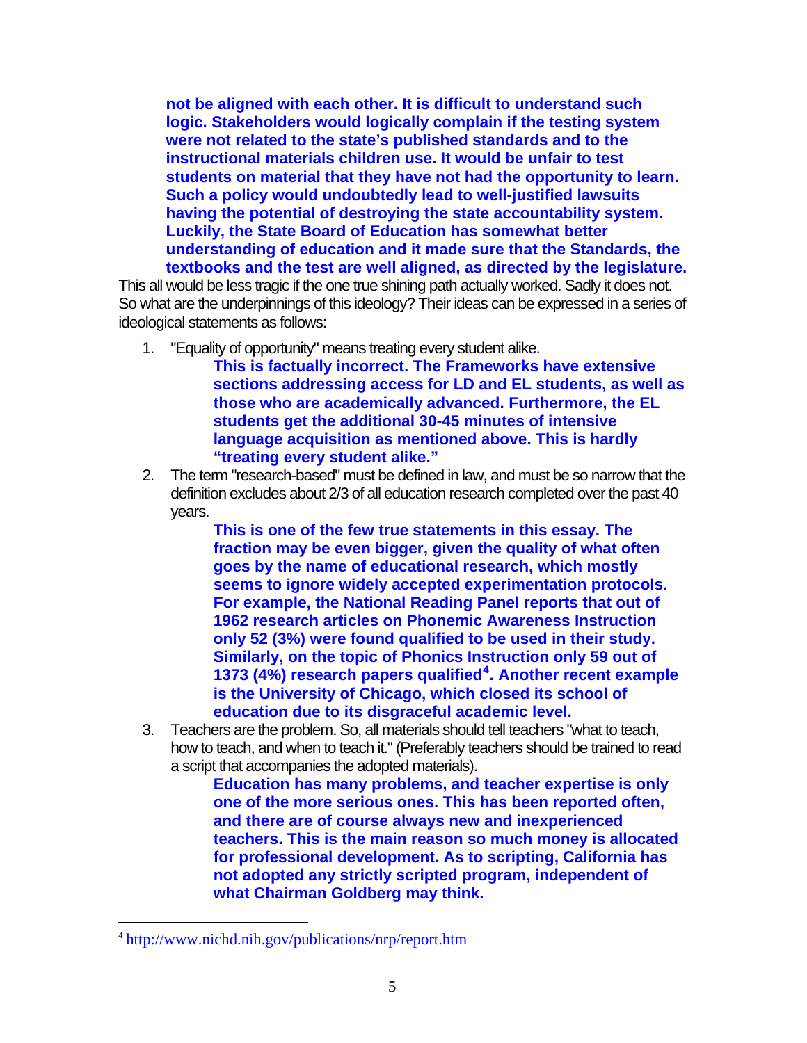**not be aligned with each other. It is difficult to understand such logic. Stakeholders would logically complain if the testing system were not related to the state's published standards and to the instructional materials children use. It would be unfair to test students on material that they have not had the opportunity to learn. Such a policy would undoubtedly lead to well-justified lawsuits having the potential of destroying the state accountability system. Luckily, the State Board of Education has somewhat better understanding of education and it made sure that the Standards, the textbooks and the test are well aligned, as directed by the legislature.**

This all would be less tragic if the one true shining path actually worked. Sadly it does not. So what are the underpinnings of this ideology? Their ideas can be expressed in a series of ideological statements as follows:

1. "Equality of opportunity" means treating every student alike.

   **This is factually incorrect. The Frameworks have extensive sections addressing access for LD and EL students, as well as those who are academically advanced. Furthermore, the EL students get the additional 30-45 minutes of intensive language acquisition as mentioned above. This is hardly "treating every student alike."**

2. The term "research-based" must be defined in law, and must be so narrow that the definition excludes about 2/3 of all education research completed over the past 40 years.

   **This is one of the few true statements in this essay. The fraction may be even bigger, given the quality of what often goes by the name of educational research, which mostly seems to ignore widely accepted experimentation protocols. For example, the National Reading Panel reports that out of 1962 research articles on Phonemic Awareness Instruction only 52 (3%) were found qualified to be used in their study. Similarly, on the topic of Phonics Instruction only 59 out of 1373 (4%) research papers qualified[4]. Another recent example is the University of Chicago, which closed its school of education due to its disgraceful academic level.**

3. Teachers are the problem. So, all materials should tell teachers "what to teach, how to teach, and when to teach it." (Preferably teachers should be trained to read a script that accompanies the adopted materials).

   **Education has many problems, and teacher expertise is only one of the more serious ones. This has been reported often, and there are of course always new and inexperienced teachers. This is the main reason so much money is allocated for professional development. As to scripting, California has not adopted any strictly scripted program, independent of what Chairman Goldberg may think.**

---

[4] http://www.nichd.nih.gov/publications/nrp/report.htm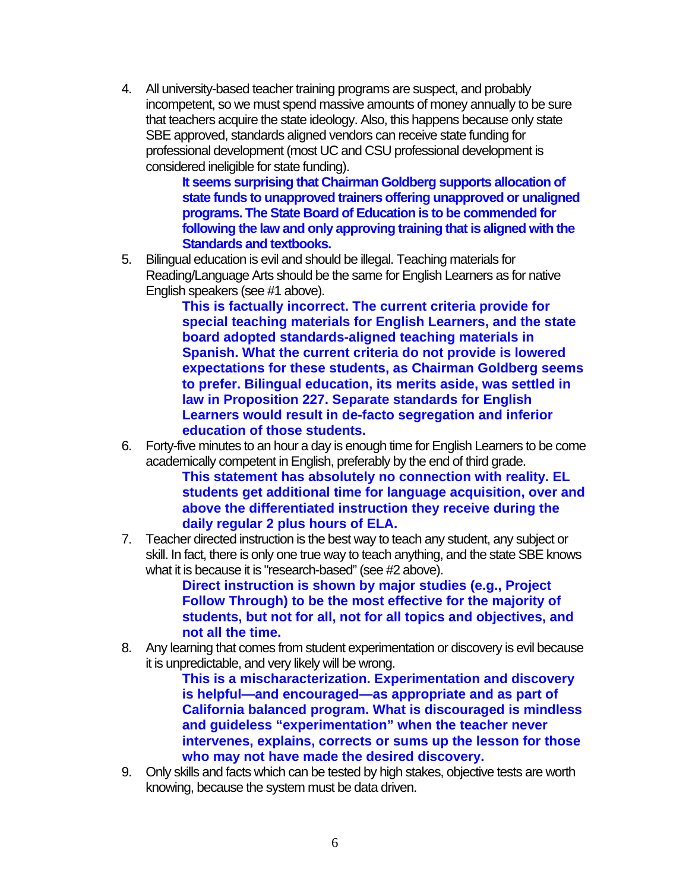4. All university-based teacher training programs are suspect, and probably incompetent, so we must spend massive amounts of money annually to be sure that teachers acquire the state ideology. Also, this happens because only state SBE approved, standards aligned vendors can receive state funding for professional development (most UC and CSU professional development is considered ineligible for state funding).

   **It seems surprising that Chairman Goldberg supports allocation of state funds to unapproved trainers offering unapproved or unaligned programs. The State Board of Education is to be commended for following the law and only approving training that is aligned with the Standards and textbooks.**

5. Bilingual education is evil and should be illegal. Teaching materials for Reading/Language Arts should be the same for English Learners as for native English speakers (see #1 above).

   **This is factually incorrect. The current criteria provide for special teaching materials for English Learners, and the state board adopted standards-aligned teaching materials in Spanish. What the current criteria do not provide is lowered expectations for these students, as Chairman Goldberg seems to prefer. Bilingual education, its merits aside, was settled in law in Proposition 227. Separate standards for English Learners would result in de-facto segregation and inferior education of those students.**

6. Forty-five minutes to an hour a day is enough time for English Learners to be come academically competent in English, preferably by the end of third grade.

   **This statement has absolutely no connection with reality. EL students get additional time for language acquisition, over and above the differentiated instruction they receive during the daily regular 2 plus hours of ELA.**

7. Teacher directed instruction is the best way to teach any student, any subject or skill. In fact, there is only one true way to teach anything, and the state SBE knows what it is because it is "research-based" (see #2 above).

   **Direct instruction is shown by major studies (e.g., Project Follow Through) to be the most effective for the majority of students, but not for all, not for all topics and objectives, and not all the time.**

8. Any learning that comes from student experimentation or discovery is evil because it is unpredictable, and very likely will be wrong.

   **This is a mischaracterization. Experimentation and discovery is helpful—and encouraged—as appropriate and as part of California balanced program. What is discouraged is mindless and guideless "experimentation" when the teacher never intervenes, explains, corrects or sums up the lesson for those who may not have made the desired discovery.**

9. Only skills and facts which can be tested by high stakes, objective tests are worth knowing, because the system must be data driven.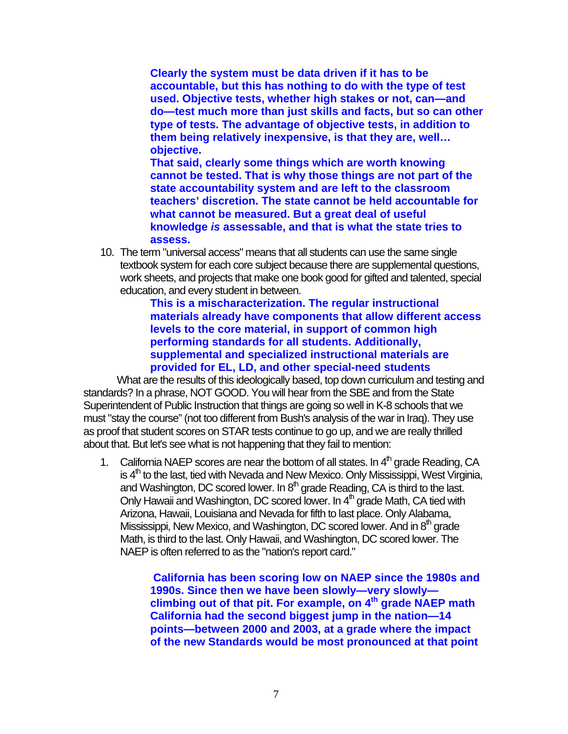**Clearly the system must be data driven if it has to be accountable, but this has nothing to do with the type of test used. Objective tests, whether high stakes or not, can—and do—test much more than just skills and facts, but so can other type of tests. The advantage of objective tests, in addition to them being relatively inexpensive, is that they are, well… objective.**

**That said, clearly some things which are worth knowing cannot be tested. That is why those things are not part of the state accountability system and are left to the classroom teachers' discretion. The state cannot be held accountable for what cannot be measured. But a great deal of useful knowledge *is* assessable, and that is what the state tries to assess.**

10. The term "universal access" means that all students can use the same single textbook system for each core subject because there are supplemental questions, work sheets, and projects that make one book good for gifted and talented, special education, and every student in between.

    **This is a mischaracterization. The regular instructional materials already have components that allow different access levels to the core material, in support of common high performing standards for all students. Additionally, supplemental and specialized instructional materials are provided for EL, LD, and other special-need students**

What are the results of this ideologically based, top down curriculum and testing and standards? In a phrase, NOT GOOD. You will hear from the SBE and from the State Superintendent of Public Instruction that things are going so well in K-8 schools that we must "stay the course" (not too different from Bush's analysis of the war in Iraq). They use as proof that student scores on STAR tests continue to go up, and we are really thrilled about that. But let's see what is not happening that they fail to mention:

1. California NAEP scores are near the bottom of all states. In 4th grade Reading, CA is 4th to the last, tied with Nevada and New Mexico. Only Mississippi, West Virginia, and Washington, DC scored lower. In 8th grade Reading, CA is third to the last. Only Hawaii and Washington, DC scored lower. In 4th grade Math, CA tied with Arizona, Hawaii, Louisiana and Nevada for fifth to last place. Only Alabama, Mississippi, New Mexico, and Washington, DC scored lower. And in 8th grade Math, is third to the last. Only Hawaii, and Washington, DC scored lower. The NAEP is often referred to as the "nation's report card."

    **California has been scoring low on NAEP since the 1980s and 1990s. Since then we have been slowly—very slowly—climbing out of that pit. For example, on 4th grade NAEP math California had the second biggest jump in the nation—14 points—between 2000 and 2003, at a grade where the impact of the new Standards would be most pronounced at that point**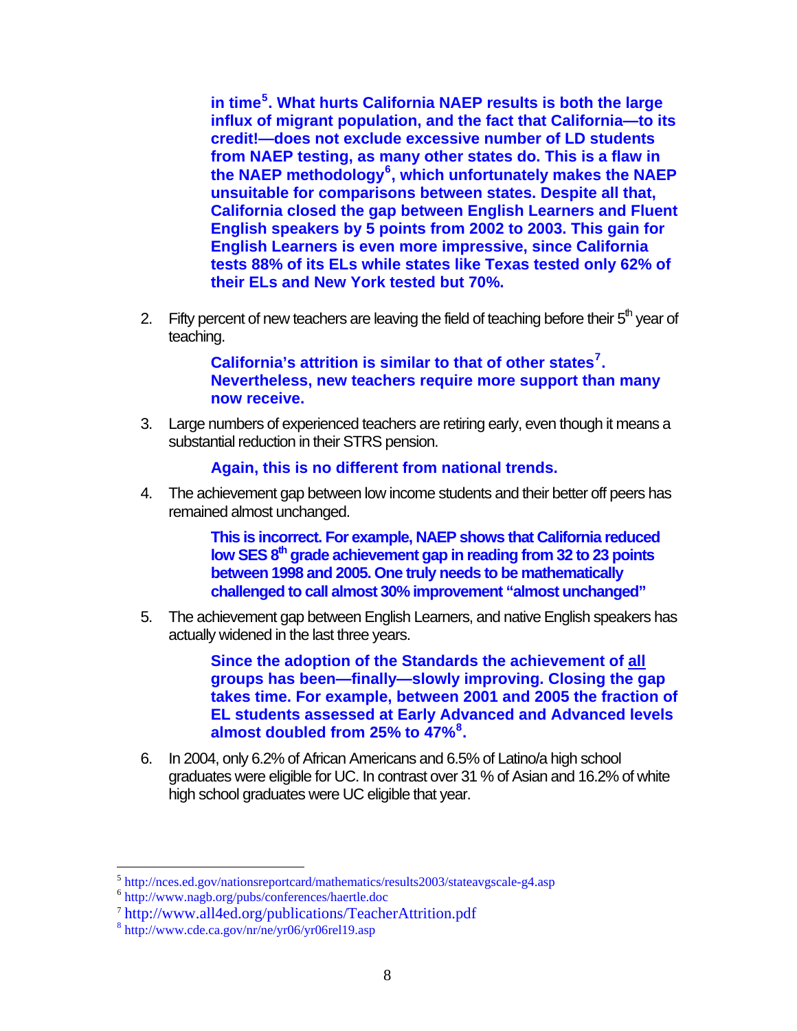**in time[5]. What hurts California NAEP results is both the large influx of migrant population, and the fact that California—to its credit!—does not exclude excessive number of LD students from NAEP testing, as many other states do. This is a flaw in the NAEP methodology[6], which unfortunately makes the NAEP unsuitable for comparisons between states. Despite all that, California closed the gap between English Learners and Fluent English speakers by 5 points from 2002 to 2003. This gain for English Learners is even more impressive, since California tests 88% of its ELs while states like Texas tested only 62% of their ELs and New York tested but 70%.**

2. Fifty percent of new teachers are leaving the field of teaching before their 5th year of teaching.

   **California's attrition is similar to that of other states[7]. Nevertheless, new teachers require more support than many now receive.**

3. Large numbers of experienced teachers are retiring early, even though it means a substantial reduction in their STRS pension.

   **Again, this is no different from national trends.**

4. The achievement gap between low income students and their better off peers has remained almost unchanged.

   **This is incorrect. For example, NAEP shows that California reduced low SES 8th grade achievement gap in reading from 32 to 23 points between 1998 and 2005. One truly needs to be mathematically challenged to call almost 30% improvement "almost unchanged"**

5. The achievement gap between English Learners, and native English speakers has actually widened in the last three years.

   **Since the adoption of the Standards the achievement of <u>all</u> groups has been—finally—slowly improving. Closing the gap takes time. For example, between 2001 and 2005 the fraction of EL students assessed at Early Advanced and Advanced levels almost doubled from 25% to 47%[8].**

6. In 2004, only 6.2% of African Americans and 6.5% of Latino/a high school graduates were eligible for UC. In contrast over 31 % of Asian and 16.2% of white high school graduates were UC eligible that year.

---

[5] http://nces.ed.gov/nationsreportcard/mathematics/results2003/stateavgscale-g4.asp

[6] http://www.nagb.org/pubs/conferences/haertle.doc

[7] http://www.all4ed.org/publications/TeacherAttrition.pdf

[8] http://www.cde.ca.gov/nr/ne/yr06/yr06rel19.asp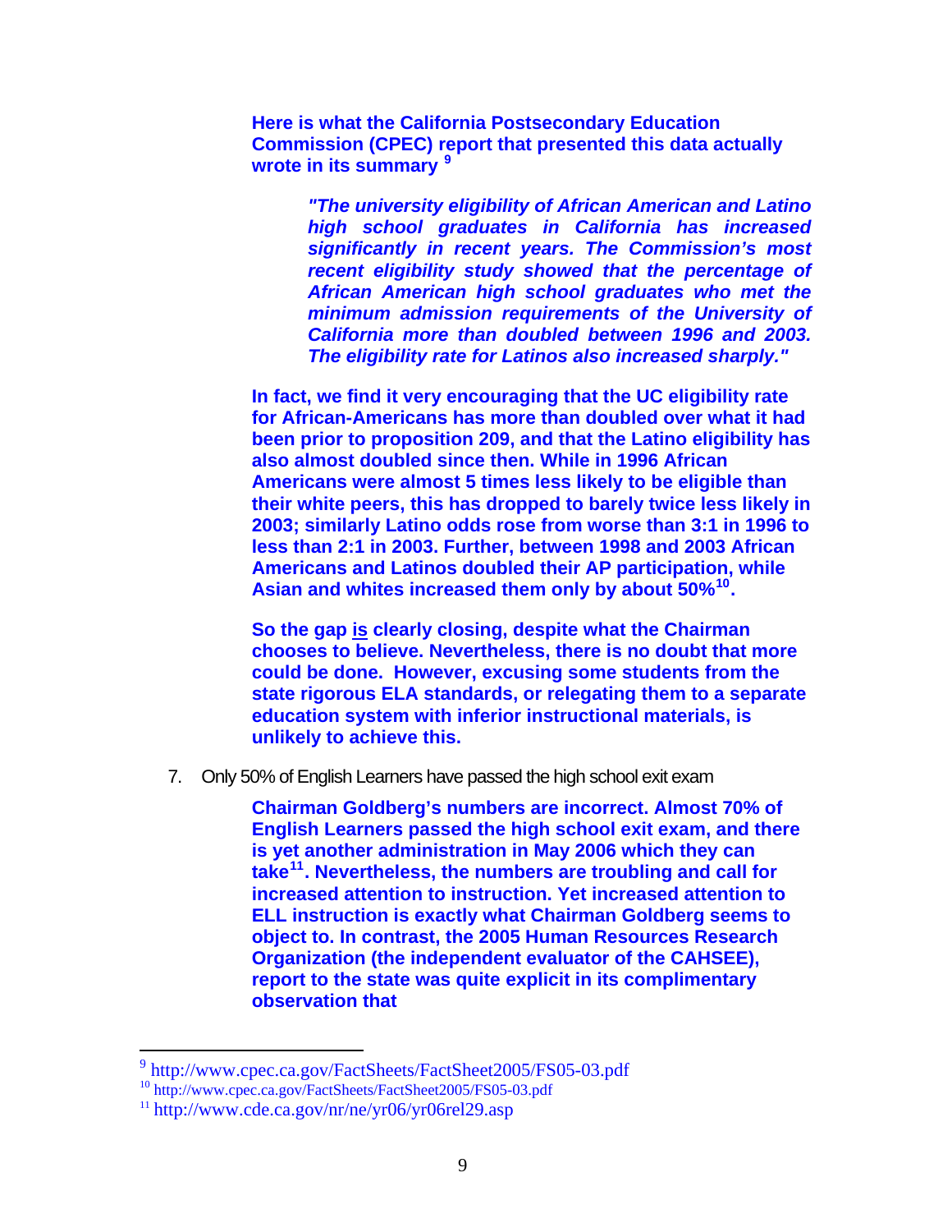**Here is what the California Postsecondary Education Commission (CPEC) report that presented this data actually wrote in its summary [9]**

> ***"The university eligibility of African American and Latino high school graduates in California has increased significantly in recent years. The Commission's most recent eligibility study showed that the percentage of African American high school graduates who met the minimum admission requirements of the University of California more than doubled between 1996 and 2003. The eligibility rate for Latinos also increased sharply."***

**In fact, we find it very encouraging that the UC eligibility rate for African-Americans has more than doubled over what it had been prior to proposition 209, and that the Latino eligibility has also almost doubled since then. While in 1996 African Americans were almost 5 times less likely to be eligible than their white peers, this has dropped to barely twice less likely in 2003; similarly Latino odds rose from worse than 3:1 in 1996 to less than 2:1 in 2003. Further, between 1998 and 2003 African Americans and Latinos doubled their AP participation, while Asian and whites increased them only by about 50%[10].**

**So the gap <u>is</u> clearly closing, despite what the Chairman chooses to believe. Nevertheless, there is no doubt that more could be done. However, excusing some students from the state rigorous ELA standards, or relegating them to a separate education system with inferior instructional materials, is unlikely to achieve this.**

7. Only 50% of English Learners have passed the high school exit exam

**Chairman Goldberg's numbers are incorrect. Almost 70% of English Learners passed the high school exit exam, and there is yet another administration in May 2006 which they can take[11]. Nevertheless, the numbers are troubling and call for increased attention to instruction. Yet increased attention to ELL instruction is exactly what Chairman Goldberg seems to object to. In contrast, the 2005 Human Resources Research Organization (the independent evaluator of the CAHSEE), report to the state was quite explicit in its complimentary observation that**

---

[9] http://www.cpec.ca.gov/FactSheets/FactSheet2005/FS05-03.pdf

[10] http://www.cpec.ca.gov/FactSheets/FactSheet2005/FS05-03.pdf

[11] http://www.cde.ca.gov/nr/ne/yr06/yr06rel29.asp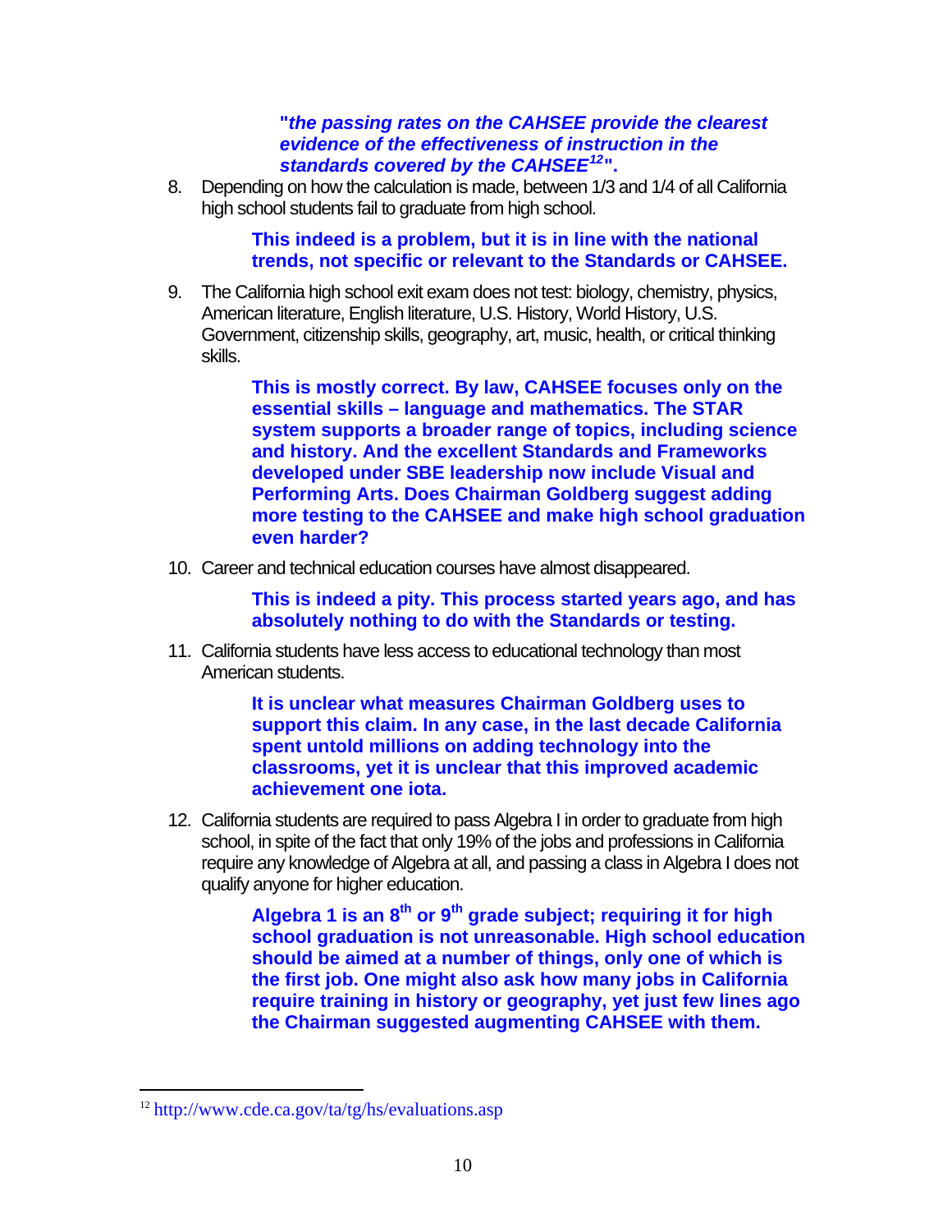***"the passing rates on the CAHSEE provide the clearest evidence of the effectiveness of instruction in the standards covered by the CAHSEE[12]".***

8. Depending on how the calculation is made, between 1/3 and 1/4 of all California high school students fail to graduate from high school.

   **This indeed is a problem, but it is in line with the national trends, not specific or relevant to the Standards or CAHSEE.**

9. The California high school exit exam does not test: biology, chemistry, physics, American literature, English literature, U.S. History, World History, U.S. Government, citizenship skills, geography, art, music, health, or critical thinking skills.

   **This is mostly correct. By law, CAHSEE focuses only on the essential skills – language and mathematics. The STAR system supports a broader range of topics, including science and history. And the excellent Standards and Frameworks developed under SBE leadership now include Visual and Performing Arts. Does Chairman Goldberg suggest adding more testing to the CAHSEE and make high school graduation even harder?**

10. Career and technical education courses have almost disappeared.

    **This is indeed a pity. This process started years ago, and has absolutely nothing to do with the Standards or testing.**

11. California students have less access to educational technology than most American students.

    **It is unclear what measures Chairman Goldberg uses to support this claim. In any case, in the last decade California spent untold millions on adding technology into the classrooms, yet it is unclear that this improved academic achievement one iota.**

12. California students are required to pass Algebra I in order to graduate from high school, in spite of the fact that only 19% of the jobs and professions in California require any knowledge of Algebra at all, and passing a class in Algebra I does not qualify anyone for higher education.

    **Algebra 1 is an 8$^{th}$ or 9$^{th}$ grade subject; requiring it for high school graduation is not unreasonable. High school education should be aimed at a number of things, only one of which is the first job. One might also ask how many jobs in California require training in history or geography, yet just few lines ago the Chairman suggested augmenting CAHSEE with them.**

---

[12] http://www.cde.ca.gov/ta/tg/hs/evaluations.asp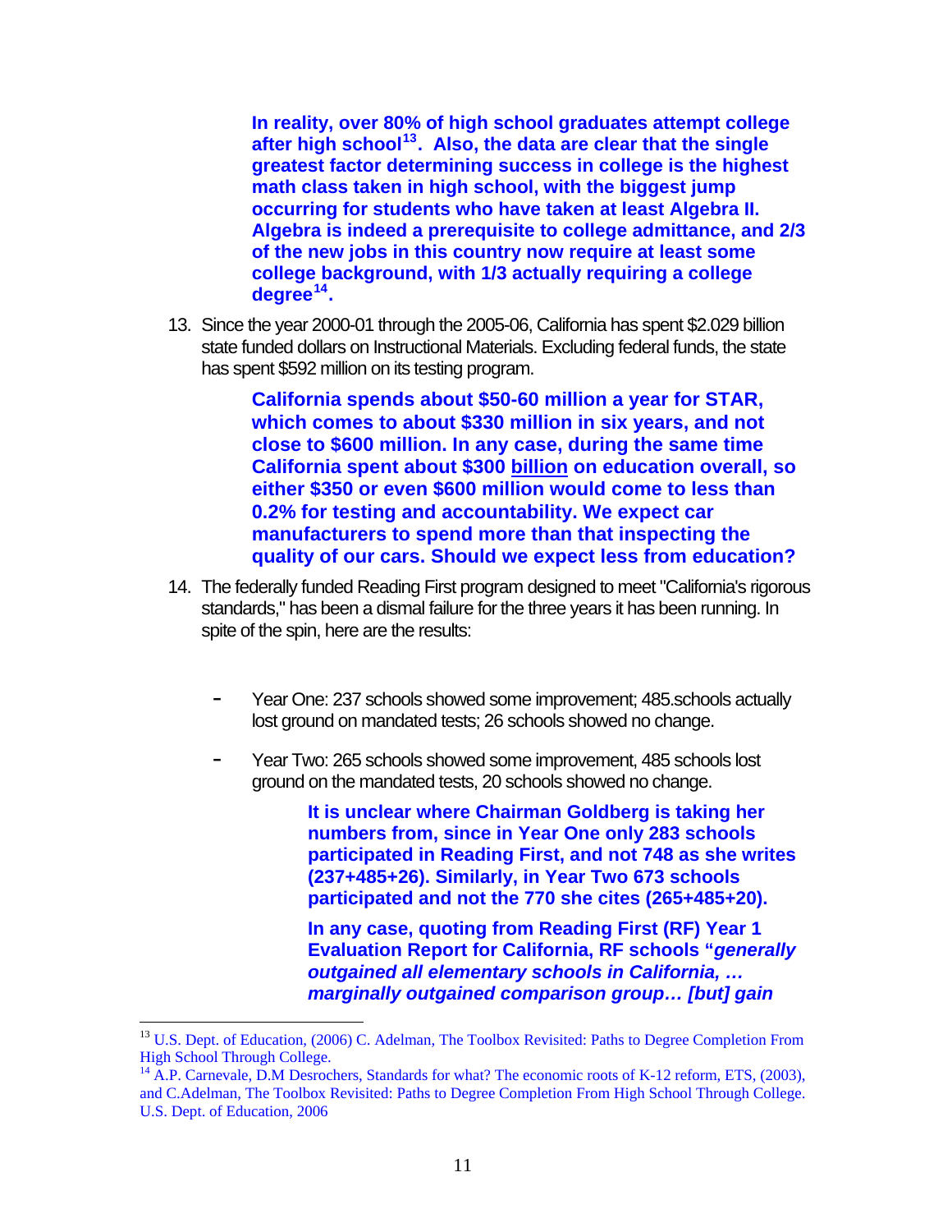**In reality, over 80% of high school graduates attempt college after high school[13]. Also, the data are clear that the single greatest factor determining success in college is the highest math class taken in high school, with the biggest jump occurring for students who have taken at least Algebra II. Algebra is indeed a prerequisite to college admittance, and 2/3 of the new jobs in this country now require at least some college background, with 1/3 actually requiring a college degree[14].**

13. Since the year 2000-01 through the 2005-06, California has spent $2.029 billion state funded dollars on Instructional Materials. Excluding federal funds, the state has spent $592 million on its testing program.

    **California spends about $50-60 million a year for STAR, which comes to about $330 million in six years, and not close to $600 million. In any case, during the same time California spent about $300 <u>billion</u> on education overall, so either $350 or even $600 million would come to less than 0.2% for testing and accountability. We expect car manufacturers to spend more than that inspecting the quality of our cars. Should we expect less from education?**

14. The federally funded Reading First program designed to meet "California's rigorous standards," has been a dismal failure for the three years it has been running. In spite of the spin, here are the results:

    - Year One: 237 schools showed some improvement; 485.schools actually lost ground on mandated tests; 26 schools showed no change.
    - Year Two: 265 schools showed some improvement, 485 schools lost ground on the mandated tests, 20 schools showed no change.

      **It is unclear where Chairman Goldberg is taking her numbers from, since in Year One only 283 schools participated in Reading First, and not 748 as she writes (237+485+26). Similarly, in Year Two 673 schools participated and not the 770 she cites (265+485+20).**

      **In any case, quoting from Reading First (RF) Year 1 Evaluation Report for California, RF schools "*generally outgained all elementary schools in California, … marginally outgained comparison group… [but] gain***

---

[13] U.S. Dept. of Education, (2006) C. Adelman, The Toolbox Revisited: Paths to Degree Completion From High School Through College.

[14] A.P. Carnevale, D.M Desrochers, Standards for what? The economic roots of K-12 reform, ETS, (2003), and C.Adelman, The Toolbox Revisited: Paths to Degree Completion From High School Through College. U.S. Dept. of Education, 2006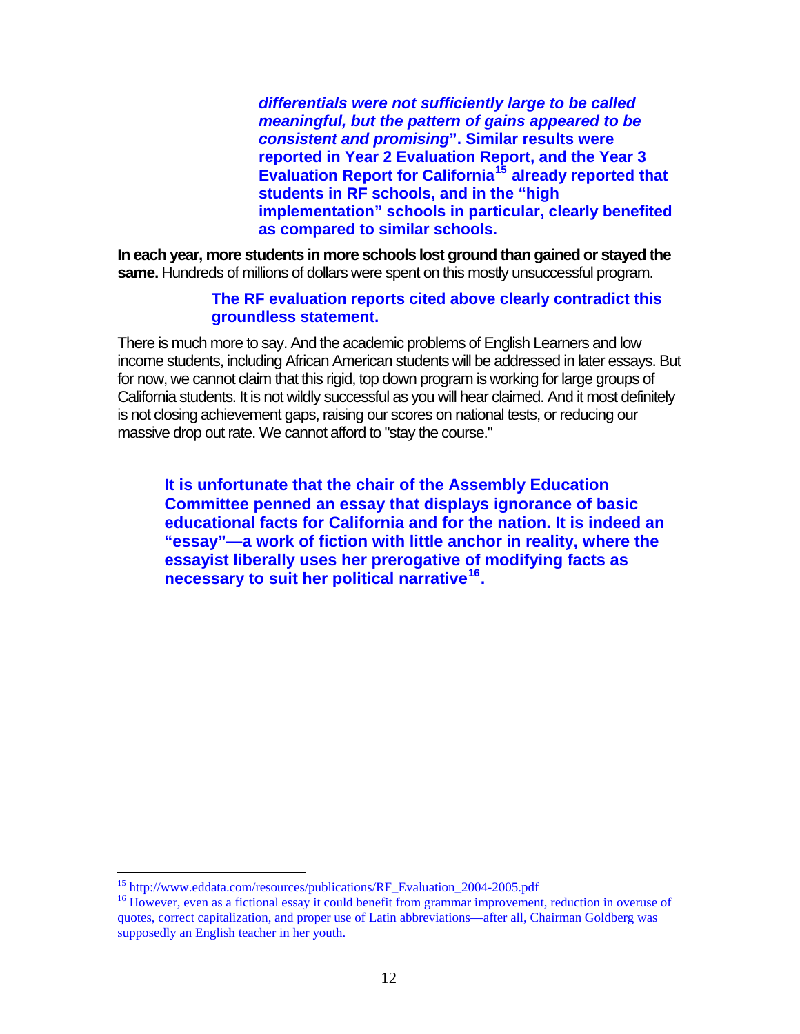***differentials were not sufficiently large to be called meaningful, but the pattern of gains appeared to be consistent and promising*". Similar results were reported in Year 2 Evaluation Report, and the Year 3 Evaluation Report for California**[15] **already reported that students in RF schools, and in the "high implementation" schools in particular, clearly benefited as compared to similar schools.**

**In each year, more students in more schools lost ground than gained or stayed the same.** Hundreds of millions of dollars were spent on this mostly unsuccessful program.

**The RF evaluation reports cited above clearly contradict this groundless statement.**

There is much more to say. And the academic problems of English Learners and low income students, including African American students will be addressed in later essays. But for now, we cannot claim that this rigid, top down program is working for large groups of California students. It is not wildly successful as you will hear claimed. And it most definitely is not closing achievement gaps, raising our scores on national tests, or reducing our massive drop out rate. We cannot afford to "stay the course."

**It is unfortunate that the chair of the Assembly Education Committee penned an essay that displays ignorance of basic educational facts for California and for the nation. It is indeed an "essay"—a work of fiction with little anchor in reality, where the essayist liberally uses her prerogative of modifying facts as necessary to suit her political narrative**[16]**.**

---

[15] http://www.eddata.com/resources/publications/RF_Evaluation_2004-2005.pdf

[16] However, even as a fictional essay it could benefit from grammar improvement, reduction in overuse of quotes, correct capitalization, and proper use of Latin abbreviations—after all, Chairman Goldberg was supposedly an English teacher in her youth.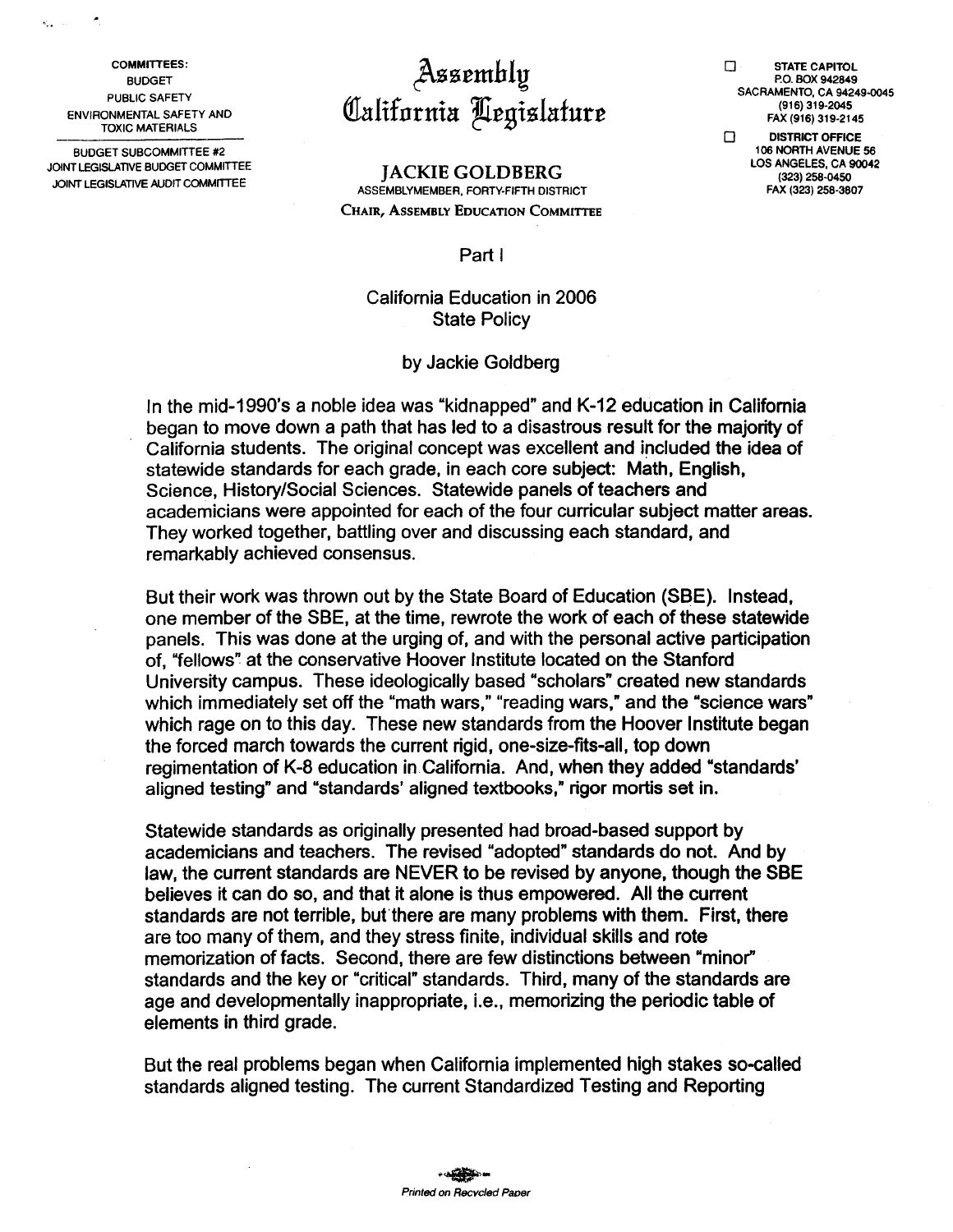COMMITTEES:
BUDGET
PUBLIC SAFETY
ENVIRONMENTAL SAFETY AND TOXIC MATERIALS

BUDGET SUBCOMMITTEE #2
JOINT LEGISLATIVE BUDGET COMMITTEE
JOINT LEGISLATIVE AUDIT COMMITTEE

# Assembly California Legislature

**JACKIE GOLDBERG**
ASSEMBLYMEMBER, FORTY-FIFTH DISTRICT
CHAIR, ASSEMBLY EDUCATION COMMITTEE

STATE CAPITOL
P.O. BOX 942849
SACRAMENTO, CA 94249-0045
(916) 319-2045
FAX (916) 319-2145

DISTRICT OFFICE
106 NORTH AVENUE 56
LOS ANGELES, CA 90042
(323) 258-0450
FAX (323) 258-3807

Part I

## California Education in 2006
## State Policy

by Jackie Goldberg

In the mid-1990's a noble idea was "kidnapped" and K-12 education in California began to move down a path that has led to a disastrous result for the majority of California students. The original concept was excellent and included the idea of statewide standards for each grade, in each core subject: Math, English, Science, History/Social Sciences. Statewide panels of teachers and academicians were appointed for each of the four curricular subject matter areas. They worked together, battling over and discussing each standard, and remarkably achieved consensus.

But their work was thrown out by the State Board of Education (SBE). Instead, one member of the SBE, at the time, rewrote the work of each of these statewide panels. This was done at the urging of, and with the personal active participation of, "fellows" at the conservative Hoover Institute located on the Stanford University campus. These ideologically based "scholars" created new standards which immediately set off the "math wars," "reading wars," and the "science wars" which rage on to this day. These new standards from the Hoover Institute began the forced march towards the current rigid, one-size-fits-all, top down regimentation of K-8 education in California. And, when they added "standards' aligned testing" and "standards' aligned textbooks," rigor mortis set in.

Statewide standards as originally presented had broad-based support by academicians and teachers. The revised "adopted" standards do not. And by law, the current standards are NEVER to be revised by anyone, though the SBE believes it can do so, and that it alone is thus empowered. All the current standards are not terrible, but there are many problems with them. First, there are too many of them, and they stress finite, individual skills and rote memorization of facts. Second, there are few distinctions between "minor" standards and the key or "critical" standards. Third, many of the standards are age and developmentally inappropriate, i.e., memorizing the periodic table of elements in third grade.

But the real problems began when California implemented high stakes so-called standards aligned testing. The current Standardized Testing and Reporting

*Printed on Recycled Paper*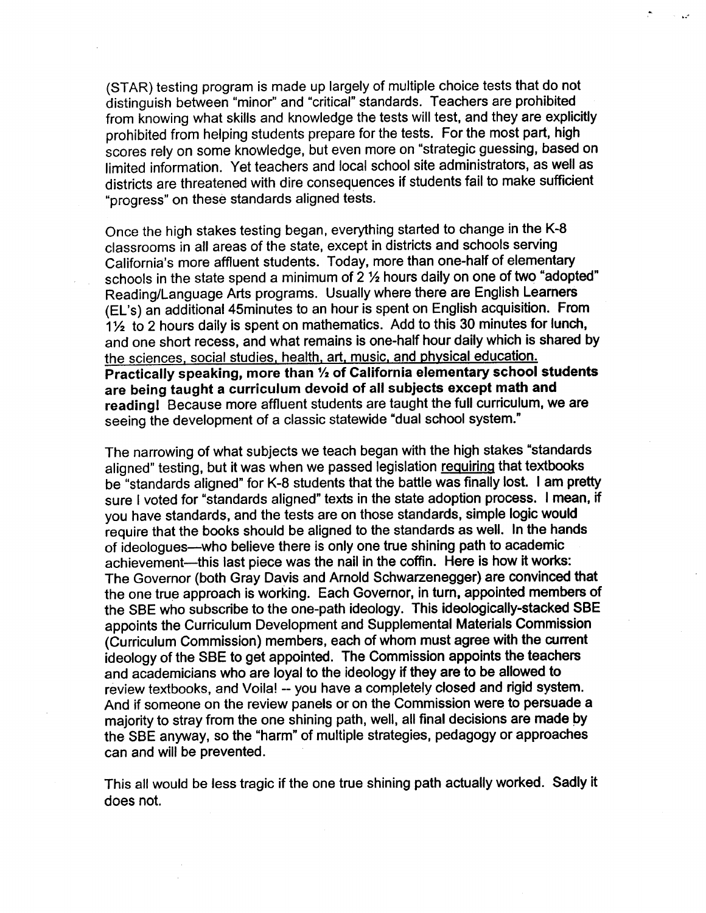(STAR) testing program is made up largely of multiple choice tests that do not distinguish between "minor" and "critical" standards. Teachers are prohibited from knowing what skills and knowledge the tests will test, and they are explicitly prohibited from helping students prepare for the tests. For the most part, high scores rely on some knowledge, but even more on "strategic guessing, based on limited information. Yet teachers and local school site administrators, as well as districts are threatened with dire consequences if students fail to make sufficient "progress" on these standards aligned tests.

Once the high stakes testing began, everything started to change in the K-8 classrooms in all areas of the state, except in districts and schools serving California's more affluent students. Today, more than one-half of elementary schools in the state spend a minimum of 2 ½ hours daily on one of two "adopted" Reading/Language Arts programs. Usually where there are English Learners (EL's) an additional 45minutes to an hour is spent on English acquisition. From 1½ to 2 hours daily is spent on mathematics. Add to this 30 minutes for lunch, and one short recess, and what remains is one-half hour daily which is shared by <u>the sciences, social studies, health, art, music, and physical education.</u> **Practically speaking, more than ½ of California elementary school students are being taught a curriculum devoid of all subjects except math and reading!** Because more affluent students are taught the full curriculum, we are seeing the development of a classic statewide "dual school system."

The narrowing of what subjects we teach began with the high stakes "standards aligned" testing, but it was when we passed legislation <u>requiring</u> that textbooks be "standards aligned" for K-8 students that the battle was finally lost. I am pretty sure I voted for "standards aligned" texts in the state adoption process. I mean, if you have standards, and the tests are on those standards, simple logic would require that the books should be aligned to the standards as well. In the hands of ideologues—who believe there is only one true shining path to academic achievement—this last piece was the nail in the coffin. Here is how it works: The Governor (both Gray Davis and Arnold Schwarzenegger) are convinced that the one true approach is working. Each Governor, in turn, appointed members of the SBE who subscribe to the one-path ideology. This ideologically-stacked SBE appoints the Curriculum Development and Supplemental Materials Commission (Curriculum Commission) members, each of whom must agree with the current ideology of the SBE to get appointed. The Commission appoints the teachers and academicians who are loyal to the ideology if they are to be allowed to review textbooks, and Voila! -- you have a completely closed and rigid system. And if someone on the review panels or on the Commission were to persuade a majority to stray from the one shining path, well, all final decisions are made by the SBE anyway, so the "harm" of multiple strategies, pedagogy or approaches can and will be prevented.

This all would be less tragic if the one true shining path actually worked. Sadly it does not.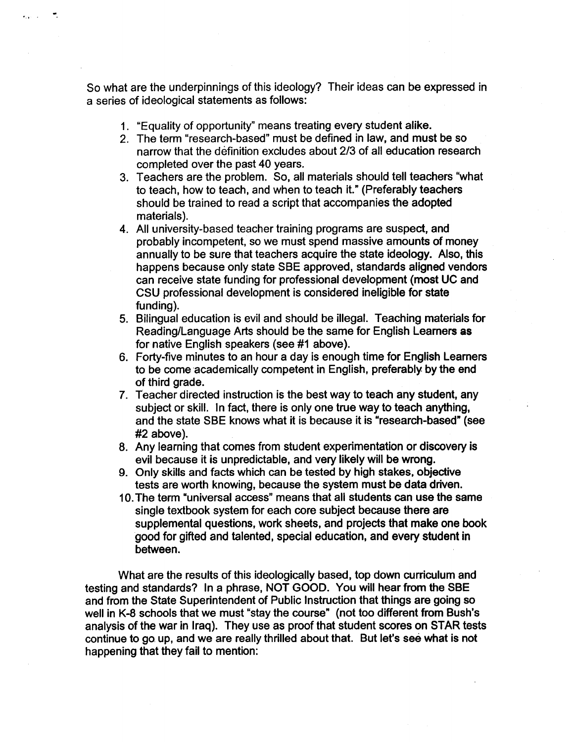So what are the underpinnings of this ideology? Their ideas can be expressed in a series of ideological statements as follows:

1. "Equality of opportunity" means treating every student alike.
2. The term "research-based" must be defined in law, and must be so narrow that the definition excludes about 2/3 of all education research completed over the past 40 years.
3. Teachers are the problem. So, all materials should tell teachers "what to teach, how to teach, and when to teach it." (Preferably teachers should be trained to read a script that accompanies the adopted materials).
4. All university-based teacher training programs are suspect, and probably incompetent, so we must spend massive amounts of money annually to be sure that teachers acquire the state ideology. Also, this happens because only state SBE approved, standards aligned vendors can receive state funding for professional development (most UC and CSU professional development is considered ineligible for state funding).
5. Bilingual education is evil and should be illegal. Teaching materials for Reading/Language Arts should be the same for English Learners as for native English speakers (see #1 above).
6. Forty-five minutes to an hour a day is enough time for English Learners to be come academically competent in English, preferably by the end of third grade.
7. Teacher directed instruction is the best way to teach any student, any subject or skill. In fact, there is only one true way to teach anything, and the state SBE knows what it is because it is "research-based" (see #2 above).
8. Any learning that comes from student experimentation or discovery is evil because it is unpredictable, and very likely will be wrong.
9. Only skills and facts which can be tested by high stakes, objective tests are worth knowing, because the system must be data driven.
10. The term "universal access" means that all students can use the same single textbook system for each core subject because there are supplemental questions, work sheets, and projects that make one book good for gifted and talented, special education, and every student in between.

What are the results of this ideologically based, top down curriculum and testing and standards? In a phrase, NOT GOOD. You will hear from the SBE and from the State Superintendent of Public Instruction that things are going so well in K-8 schools that we must "stay the course" (not too different from Bush's analysis of the war in Iraq). They use as proof that student scores on STAR tests continue to go up, and we are really thrilled about that. But let's see what is not happening that they fail to mention: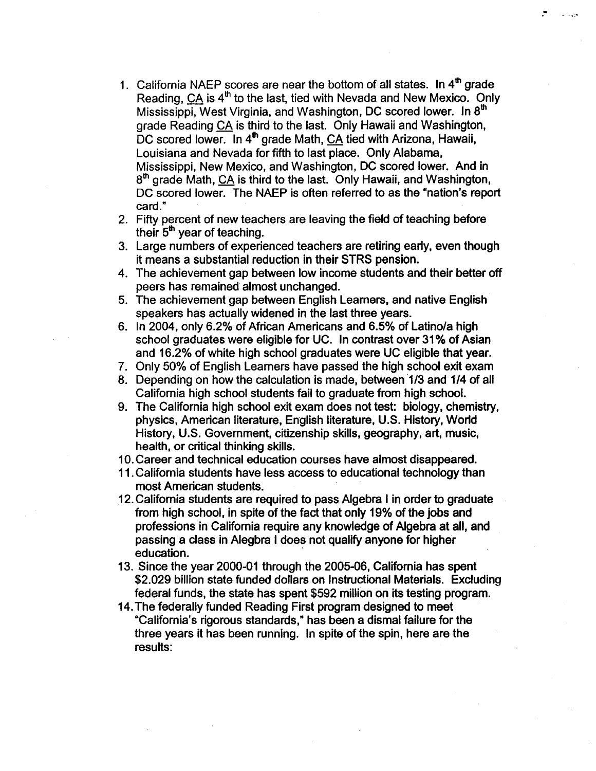1. California NAEP scores are near the bottom of all states. In 4th grade Reading, CA is 4th to the last, tied with Nevada and New Mexico. Only Mississippi, West Virginia, and Washington, DC scored lower. In 8th grade Reading CA is third to the last. Only Hawaii and Washington, DC scored lower. In 4th grade Math, CA tied with Arizona, Hawaii, Louisiana and Nevada for fifth to last place. Only Alabama, Mississippi, New Mexico, and Washington, DC scored lower. And in 8th grade Math, CA is third to the last. Only Hawaii, and Washington, DC scored lower. The NAEP is often referred to as the "nation's report card."
2. Fifty percent of new teachers are leaving the field of teaching before their 5th year of teaching.
3. Large numbers of experienced teachers are retiring early, even though it means a substantial reduction in their STRS pension.
4. The achievement gap between low income students and their better off peers has remained almost unchanged.
5. The achievement gap between English Learners, and native English speakers has actually widened in the last three years.
6. In 2004, only 6.2% of African Americans and 6.5% of Latino/a high school graduates were eligible for UC. In contrast over 31% of Asian and 16.2% of white high school graduates were UC eligible that year.
7. Only 50% of English Learners have passed the high school exit exam
8. Depending on how the calculation is made, between 1/3 and 1/4 of all California high school students fail to graduate from high school.
9. The California high school exit exam does not test: biology, chemistry, physics, American literature, English literature, U.S. History, World History, U.S. Government, citizenship skills, geography, art, music, health, or critical thinking skills.
10. Career and technical education courses have almost disappeared.
11. California students have less access to educational technology than most American students.
12. California students are required to pass Algebra I in order to graduate from high school, in spite of the fact that only 19% of the jobs and professions in California require any knowledge of Algebra at all, and passing a class in Alegbra I does not qualify anyone for higher education.
13. Since the year 2000-01 through the 2005-06, California has spent \$2.029 billion state funded dollars on Instructional Materials. Excluding federal funds, the state has spent \$592 million on its testing program.
14. The federally funded Reading First program designed to meet "California's rigorous standards," has been a dismal failure for the three years it has been running. In spite of the spin, here are the results: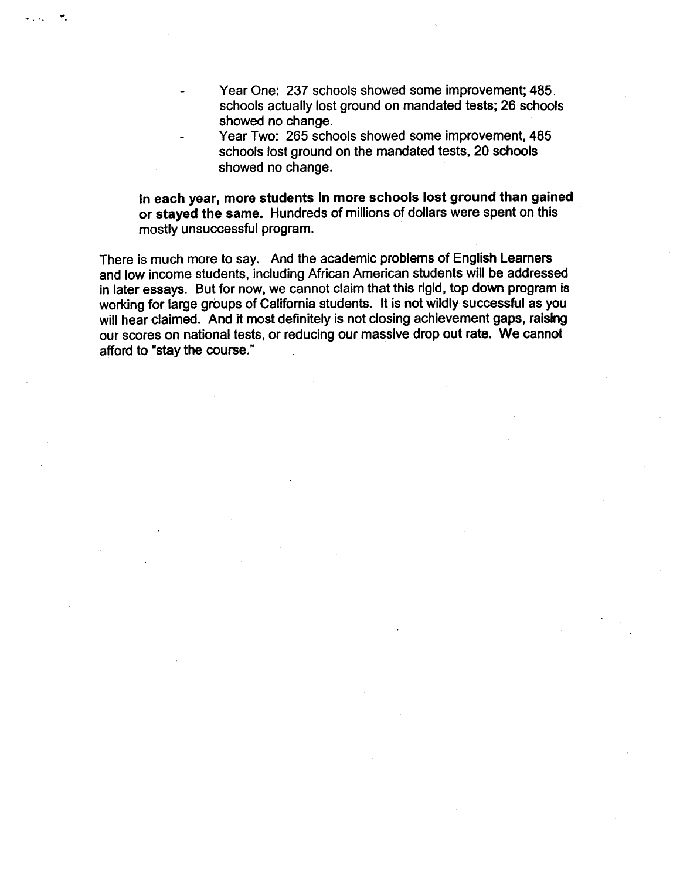- Year One: 237 schools showed some improvement; 485 schools actually lost ground on mandated tests; 26 schools showed no change.
- Year Two: 265 schools showed some improvement, 485 schools lost ground on the mandated tests, 20 schools showed no change.

**In each year, more students in more schools lost ground than gained or stayed the same.** Hundreds of millions of dollars were spent on this mostly unsuccessful program.

There is much more to say. And the academic problems of English Learners and low income students, including African American students will be addressed in later essays. But for now, we cannot claim that this rigid, top down program is working for large groups of California students. It is not wildly successful as you will hear claimed. And it most definitely is not closing achievement gaps, raising our scores on national tests, or reducing our massive drop out rate. We cannot afford to "stay the course."